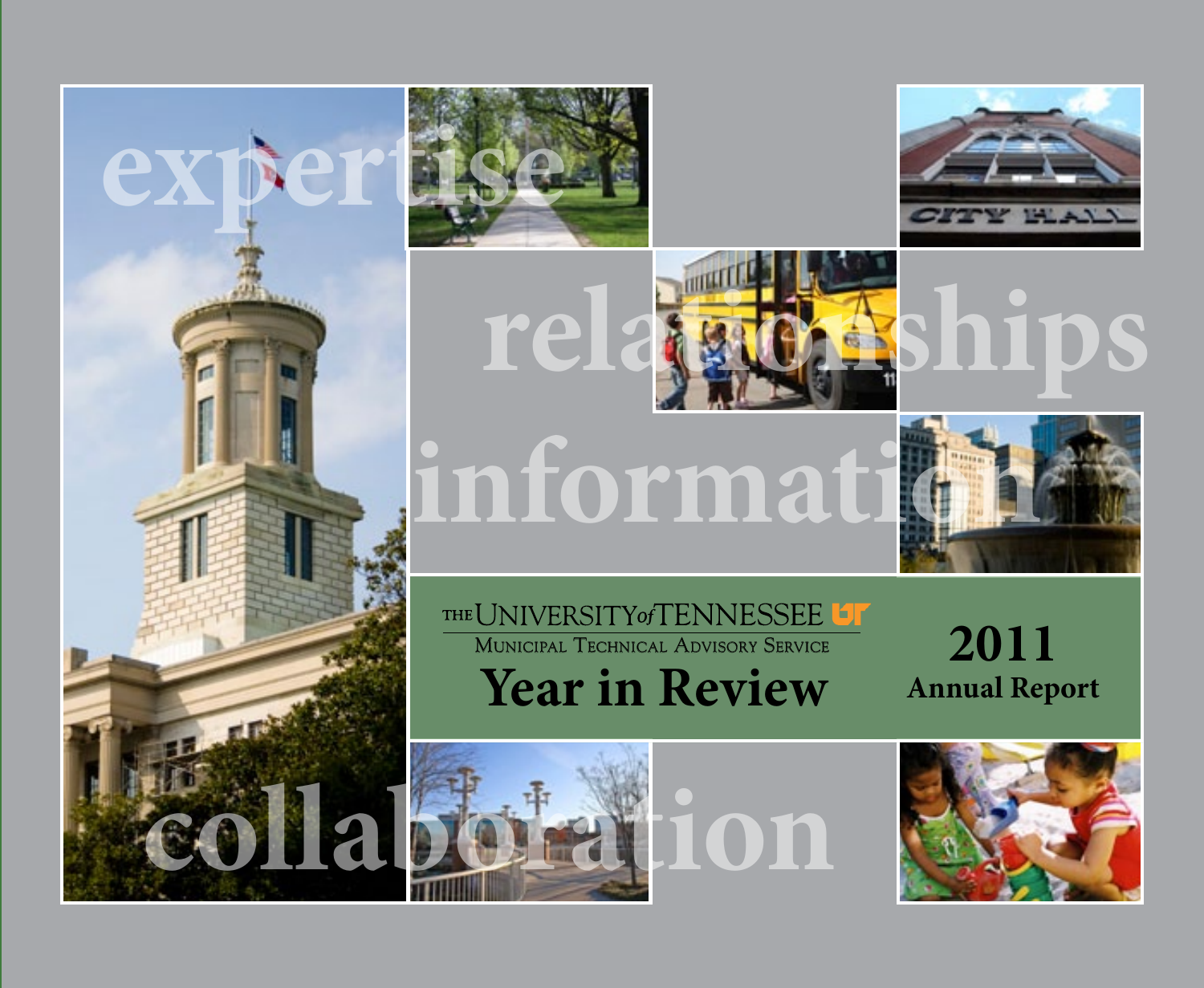expertise

relationships

information

THE UNIVERSITY of TENNESSEE

MUNICIPAL TECHNICAL ADVISORY SERVICE

# Year in Review

## 2011 Annual Report

collaboration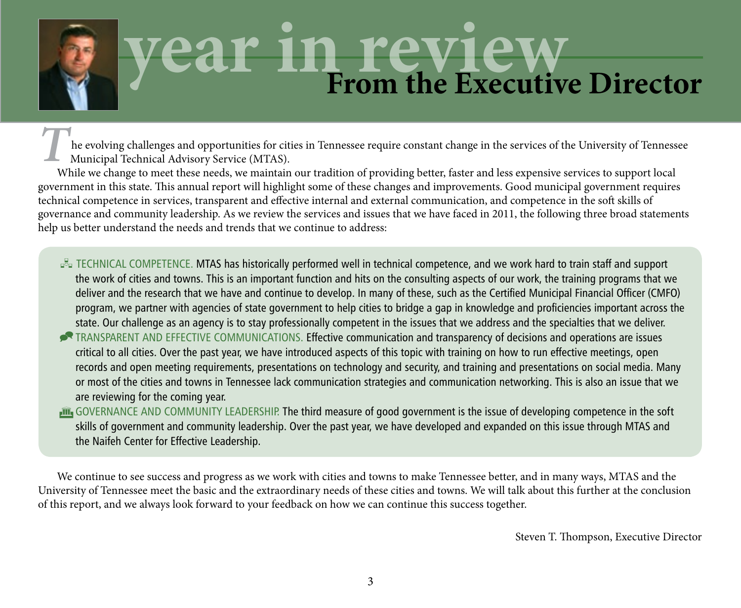# year in review

## From the Executive Director

The evolving challenges and opportunities for cities in Tennessee require constant change in the services of the University of Tennessee Municipal Technical Advisory Service (MTAS).

While we change to meet these needs, we maintain our tradition of providing better, faster and less expensive services to support local government in this state. This annual report will highlight some of these changes and improvements. Good municipal government requires technical competence in services, transparent and effective internal and external communication, and competence in the soft skills of governance and community leadership. As we review the services and issues that we have faced in 2011, the following three broad statements help us better understand the needs and trends that we continue to address:

- TECHNICAL COMPETENCE. MTAS has historically performed well in technical competence, and we work hard to train staff and support the work of cities and towns. This is an important function and hits on the consulting aspects of our work, the training programs that we deliver and the research that we have and continue to develop. In many of these, such as the Certified Municipal Financial Officer (CMFO) program, we partner with agencies of state government to help cities to bridge a gap in knowledge and proficiencies important across the state. Our challenge as an agency is to stay professionally competent in the issues that we address and the specialties that we deliver.
- TRANSPARENT AND EFFECTIVE COMMUNICATIONS. Effective communication and transparency of decisions and operations are issues critical to all cities. Over the past year, we have introduced aspects of this topic with training on how to run effective meetings, open records and open meeting requirements, presentations on technology and security, and training and presentations on social media. Many or most of the cities and towns in Tennessee lack communication strategies and communication networking. This is also an issue that we are reviewing for the coming year.
- GOVERNANCE AND COMMUNITY LEADERSHIP. The third measure of good government is the issue of developing competence in the soft skills of government and community leadership. Over the past year, we have developed and expanded on this issue through MTAS and the Naifeh Center for Effective Leadership.

We continue to see success and progress as we work with cities and towns to make Tennessee better, and in many ways, MTAS and the University of Tennessee meet the basic and the extraordinary needs of these cities and towns. We will talk about this further at the conclusion of this report, and we always look forward to your feedback on how we can continue this success together.

Steven T. Thompson, Executive Director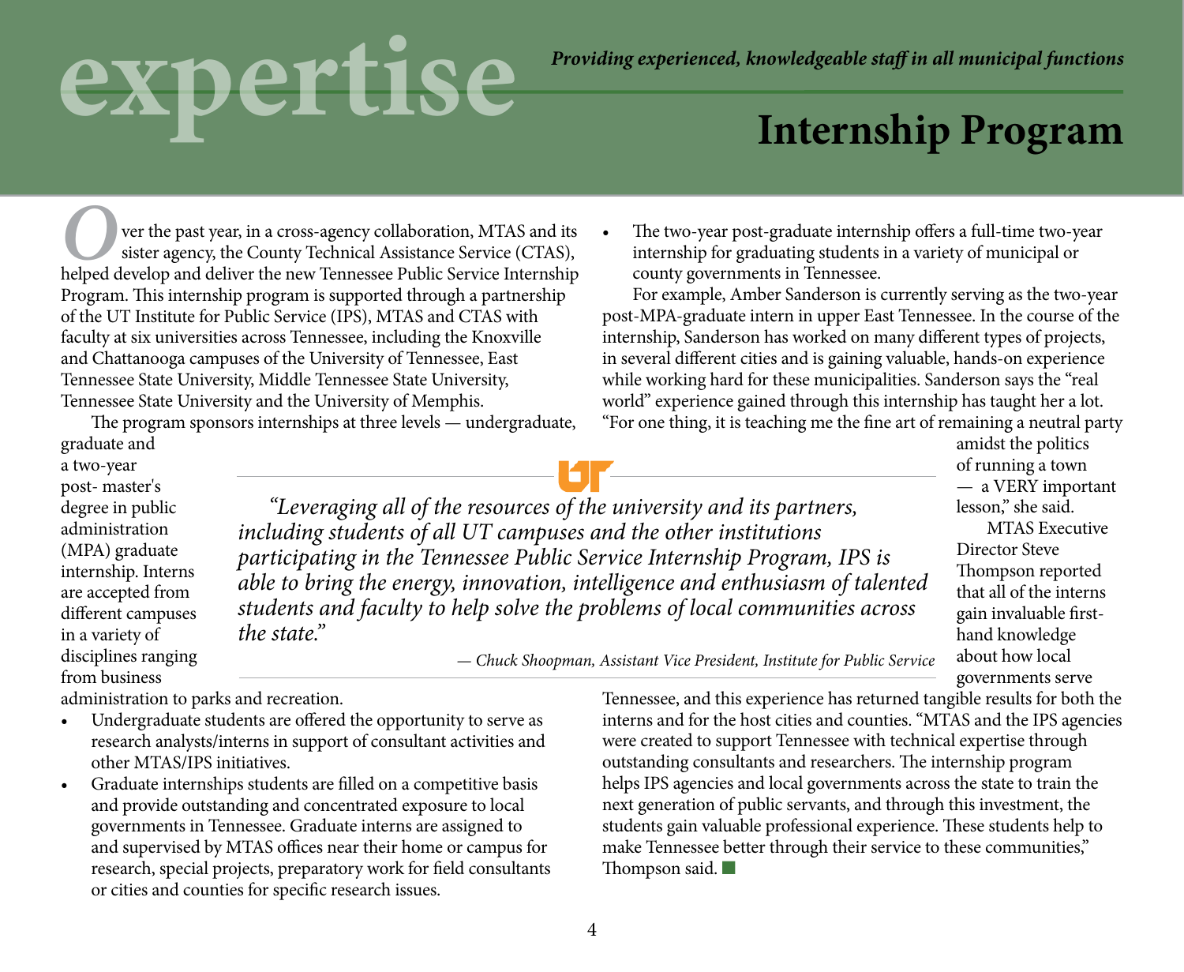# expertise

***Providing experienced, knowledgeable staff in all municipal functions***

## Internship Program

Over the past year, in a cross-agency collaboration, MTAS and its sister agency, the County Technical Assistance Service (CTAS), helped develop and deliver the new Tennessee Public Service Internship Program. This internship program is supported through a partnership of the UT Institute for Public Service (IPS), MTAS and CTAS with faculty at six universities across Tennessee, including the Knoxville and Chattanooga campuses of the University of Tennessee, East Tennessee State University, Middle Tennessee State University, Tennessee State University and the University of Memphis.

The program sponsors internships at three levels — undergraduate, graduate and a two-year post- master's degree in public administration (MPA) graduate internship. Interns are accepted from different campuses in a variety of disciplines ranging from business administration to parks and recreation.

- Undergraduate students are offered the opportunity to serve as research analysts/interns in support of consultant activities and other MTAS/IPS initiatives.
- Graduate internships students are filled on a competitive basis and provide outstanding and concentrated exposure to local governments in Tennessee. Graduate interns are assigned to and supervised by MTAS offices near their home or campus for research, special projects, preparatory work for field consultants or cities and counties for specific research issues.
- The two-year post-graduate internship offers a full-time two-year internship for graduating students in a variety of municipal or county governments in Tennessee.

For example, Amber Sanderson is currently serving as the two-year post-MPA-graduate intern in upper East Tennessee. In the course of the internship, Sanderson has worked on many different types of projects, in several different cities and is gaining valuable, hands-on experience while working hard for these municipalities. Sanderson says the "real world" experience gained through this internship has taught her a lot. "For one thing, it is teaching me the fine art of remaining a neutral party amidst the politics of running a town — a VERY important lesson," she said.

*"Leveraging all of the resources of the university and its partners, including students of all UT campuses and the other institutions participating in the Tennessee Public Service Internship Program, IPS is able to bring the energy, innovation, intelligence and enthusiasm of talented students and faculty to help solve the problems of local communities across the state."*

*— Chuck Shoopman, Assistant Vice President, Institute for Public Service*

MTAS Executive Director Steve Thompson reported that all of the interns gain invaluable first-hand knowledge about how local governments serve Tennessee, and this experience has returned tangible results for both the interns and for the host cities and counties. "MTAS and the IPS agencies were created to support Tennessee with technical expertise through outstanding consultants and researchers. The internship program helps IPS agencies and local governments across the state to train the next generation of public servants, and through this investment, the students gain valuable professional experience. These students help to make Tennessee better through their service to these communities," Thompson said.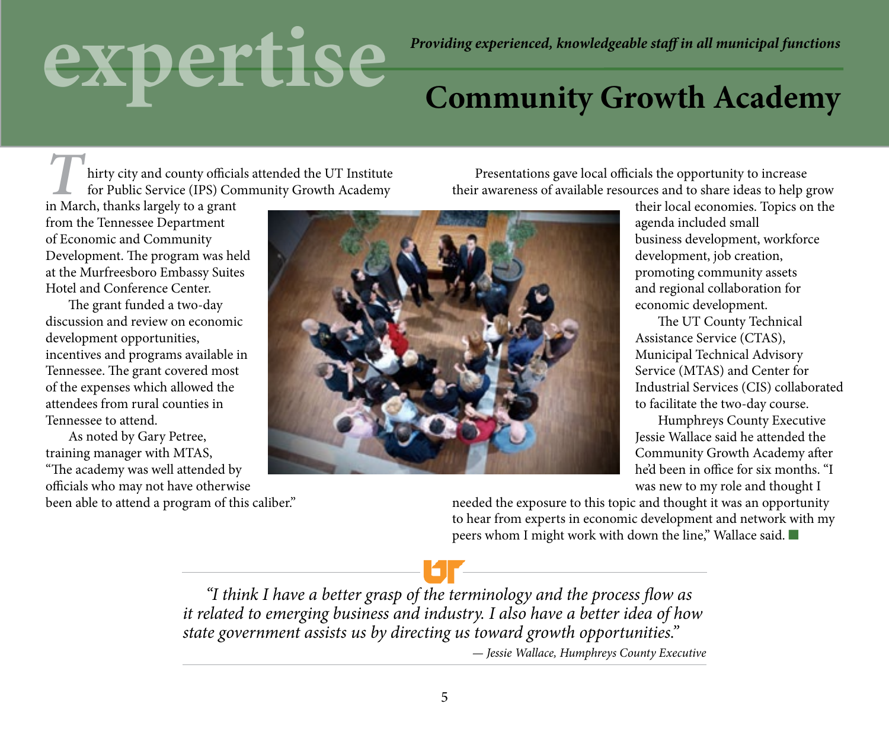expertise

*Providing experienced, knowledgeable staff in all municipal functions*

# Community Growth Academy

Thirty city and county officials attended the UT Institute for Public Service (IPS) Community Growth Academy in March, thanks largely to a grant from the Tennessee Department of Economic and Community Development. The program was held at the Murfreesboro Embassy Suites Hotel and Conference Center.

The grant funded a two-day discussion and review on economic development opportunities, incentives and programs available in Tennessee. The grant covered most of the expenses which allowed the attendees from rural counties in Tennessee to attend.

As noted by Gary Petree, training manager with MTAS, "The academy was well attended by officials who may not have otherwise been able to attend a program of this caliber."

Presentations gave local officials the opportunity to increase their awareness of available resources and to share ideas to help grow their local economies. Topics on the agenda included small business development, workforce development, job creation, promoting community assets and regional collaboration for economic development.

The UT County Technical Assistance Service (CTAS), Municipal Technical Advisory Service (MTAS) and Center for Industrial Services (CIS) collaborated to facilitate the two-day course.

Humphreys County Executive Jessie Wallace said he attended the Community Growth Academy after he'd been in office for six months. "I was new to my role and thought I needed the exposure to this topic and thought it was an opportunity to hear from experts in economic development and network with my peers whom I might work with down the line," Wallace said.

> *"I think I have a better grasp of the terminology and the process flow as it related to emerging business and industry. I also have a better idea of how state government assists us by directing us toward growth opportunities."*
>
> *— Jessie Wallace, Humphreys County Executive*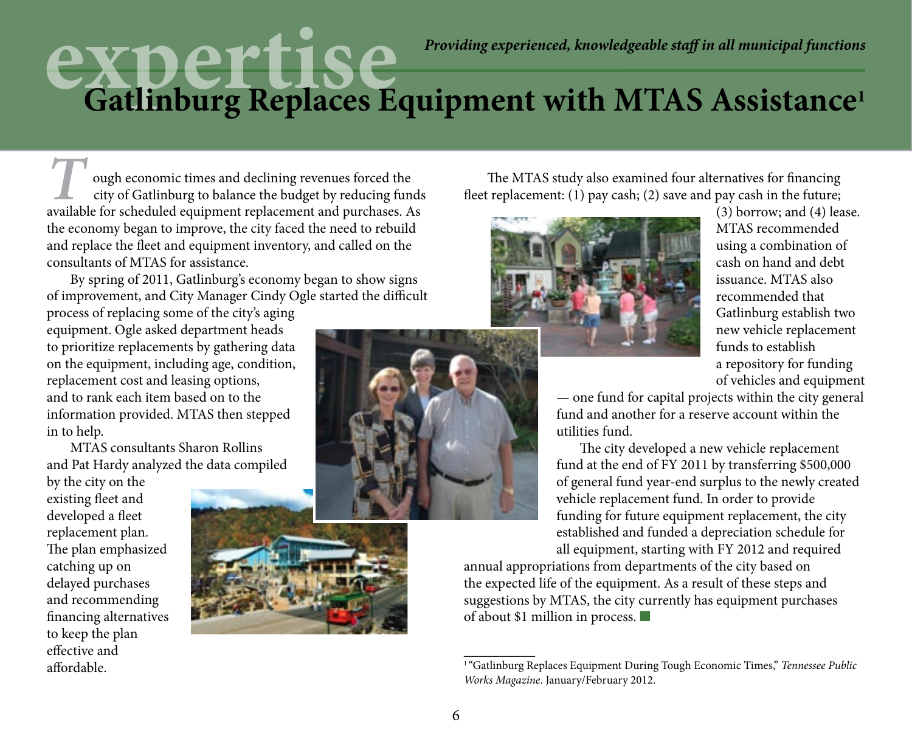*Providing experienced, knowledgeable staff in all municipal functions*

# Gatlinburg Replaces Equipment with MTAS Assistance[1]

Tough economic times and declining revenues forced the city of Gatlinburg to balance the budget by reducing funds available for scheduled equipment replacement and purchases. As the economy began to improve, the city faced the need to rebuild and replace the fleet and equipment inventory, and called on the consultants of MTAS for assistance.

By spring of 2011, Gatlinburg's economy began to show signs of improvement, and City Manager Cindy Ogle started the difficult process of replacing some of the city's aging equipment. Ogle asked department heads to prioritize replacements by gathering data on the equipment, including age, condition, replacement cost and leasing options, and to rank each item based on to the information provided. MTAS then stepped in to help.

MTAS consultants Sharon Rollins and Pat Hardy analyzed the data compiled by the city on the existing fleet and developed a fleet replacement plan. The plan emphasized catching up on delayed purchases and recommending financing alternatives to keep the plan effective and affordable.

The MTAS study also examined four alternatives for financing fleet replacement: (1) pay cash; (2) save and pay cash in the future; (3) borrow; and (4) lease. MTAS recommended using a combination of cash on hand and debt issuance. MTAS also recommended that Gatlinburg establish two new vehicle replacement funds to establish a repository for funding of vehicles and equipment — one fund for capital projects within the city general fund and another for a reserve account within the utilities fund.

The city developed a new vehicle replacement fund at the end of FY 2011 by transferring $500,000 of general fund year-end surplus to the newly created vehicle replacement fund. In order to provide funding for future equipment replacement, the city established and funded a depreciation schedule for all equipment, starting with FY 2012 and required annual appropriations from departments of the city based on the expected life of the equipment. As a result of these steps and suggestions by MTAS, the city currently has equipment purchases of about $1 million in process. ■

---

[1] "Gatlinburg Replaces Equipment During Tough Economic Times," *Tennessee Public Works Magazine*. January/February 2012.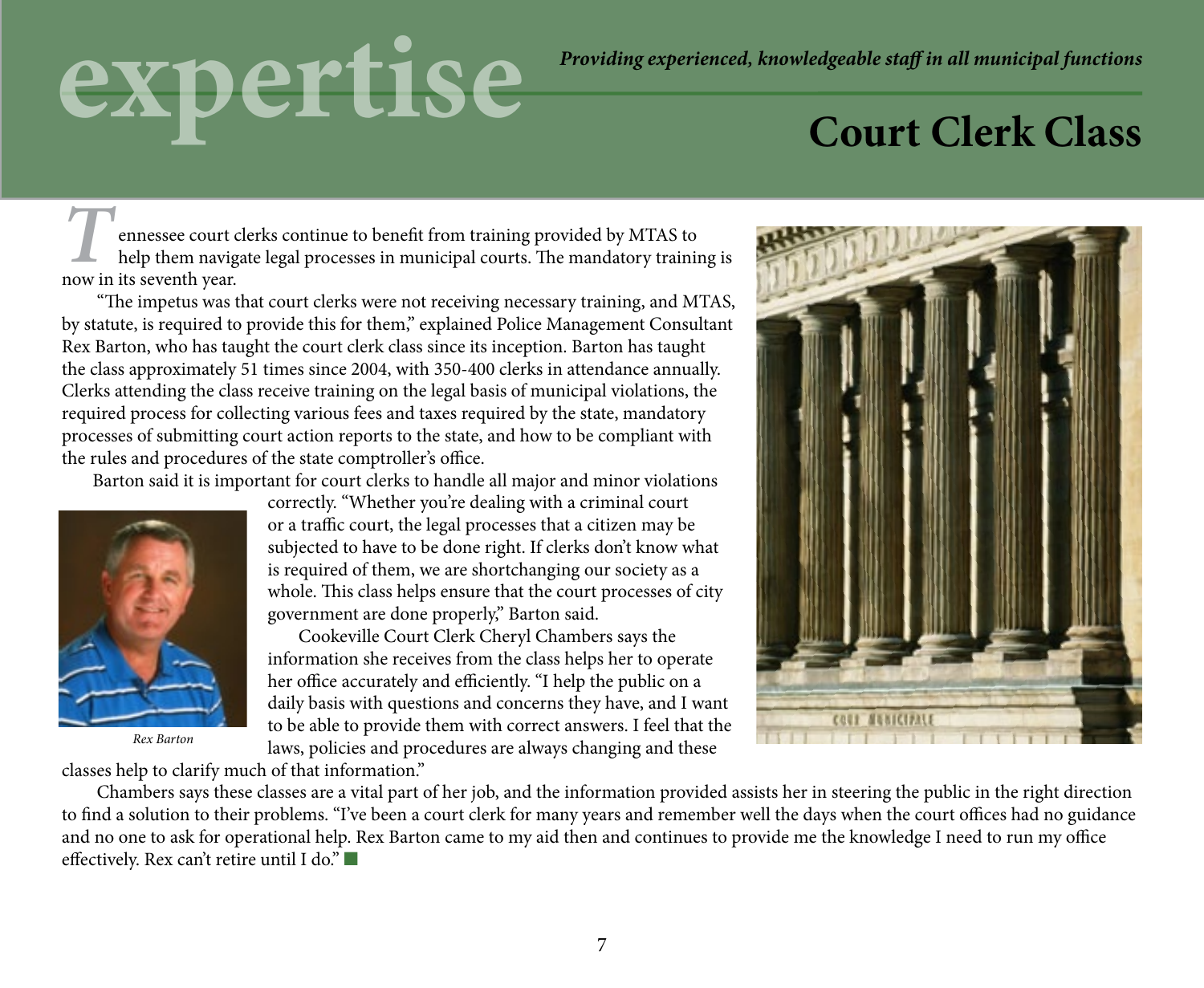# expertise

*Providing experienced, knowledgeable staff in all municipal functions*

## Court Clerk Class

Tennessee court clerks continue to benefit from training provided by MTAS to help them navigate legal processes in municipal courts. The mandatory training is now in its seventh year.

"The impetus was that court clerks were not receiving necessary training, and MTAS, by statute, is required to provide this for them," explained Police Management Consultant Rex Barton, who has taught the court clerk class since its inception. Barton has taught the class approximately 51 times since 2004, with 350-400 clerks in attendance annually. Clerks attending the class receive training on the legal basis of municipal violations, the required process for collecting various fees and taxes required by the state, mandatory processes of submitting court action reports to the state, and how to be compliant with the rules and procedures of the state comptroller's office.

Barton said it is important for court clerks to handle all major and minor violations correctly. "Whether you're dealing with a criminal court or a traffic court, the legal processes that a citizen may be subjected to have to be done right. If clerks don't know what is required of them, we are shortchanging our society as a whole. This class helps ensure that the court processes of city government are done properly," Barton said.

*Rex Barton*

Cookeville Court Clerk Cheryl Chambers says the information she receives from the class helps her to operate her office accurately and efficiently. "I help the public on a daily basis with questions and concerns they have, and I want to be able to provide them with correct answers. I feel that the laws, policies and procedures are always changing and these classes help to clarify much of that information."

Chambers says these classes are a vital part of her job, and the information provided assists her in steering the public in the right direction to find a solution to their problems. "I've been a court clerk for many years and remember well the days when the court offices had no guidance and no one to ask for operational help. Rex Barton came to my aid then and continues to provide me the knowledge I need to run my office effectively. Rex can't retire until I do."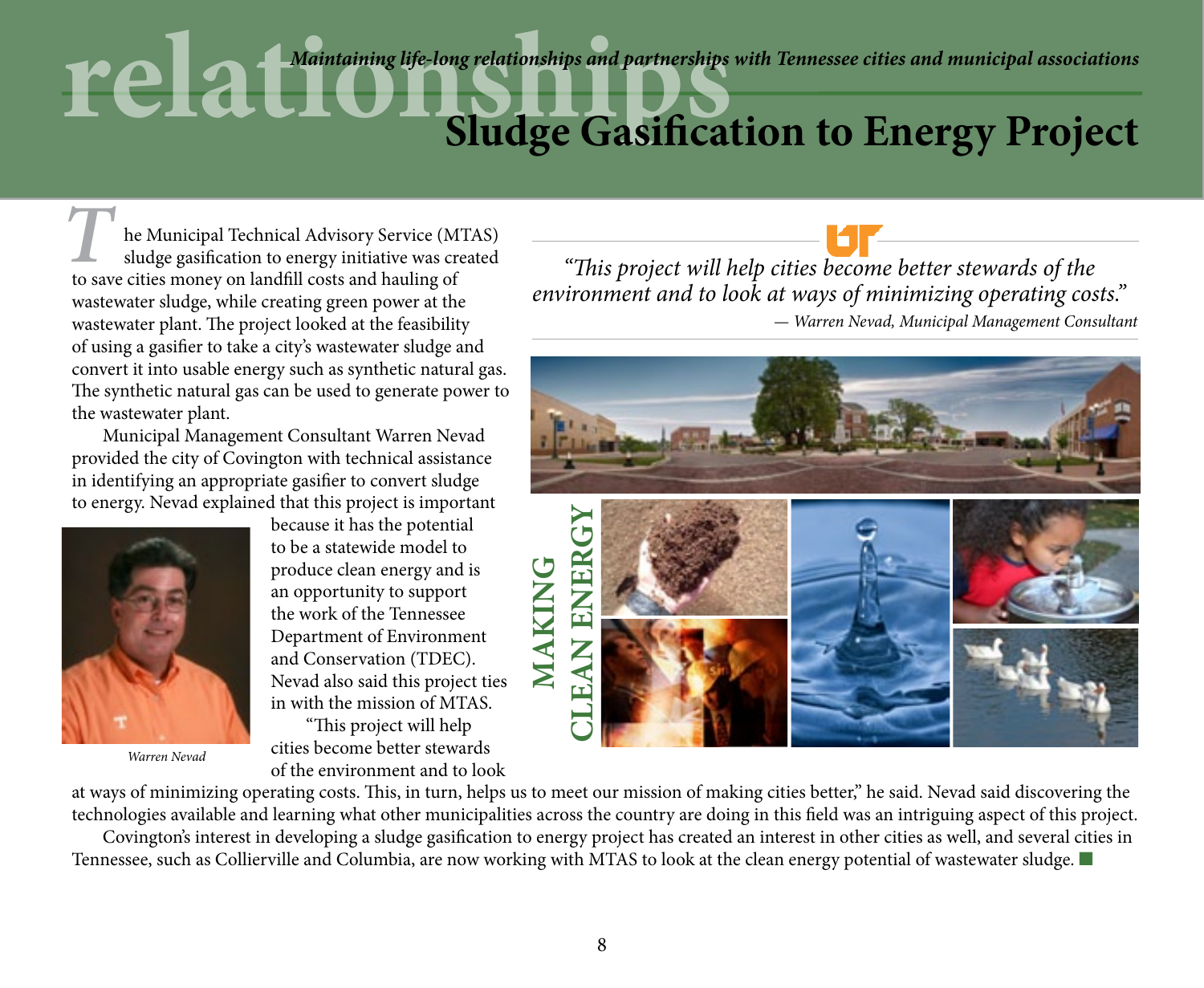relationships

*Maintaining life-long relationships and partnerships with Tennessee cities and municipal associations*

# Sludge Gasification to Energy Project

The Municipal Technical Advisory Service (MTAS) sludge gasification to energy initiative was created to save cities money on landfill costs and hauling of wastewater sludge, while creating green power at the wastewater plant. The project looked at the feasibility of using a gasifier to take a city's wastewater sludge and convert it into usable energy such as synthetic natural gas. The synthetic natural gas can be used to generate power to the wastewater plant.

Municipal Management Consultant Warren Nevad provided the city of Covington with technical assistance in identifying an appropriate gasifier to convert sludge to energy. Nevad explained that this project is important because it has the potential to be a statewide model to produce clean energy and is an opportunity to support the work of the Tennessee Department of Environment and Conservation (TDEC). Nevad also said this project ties in with the mission of MTAS.

*Warren Nevad*

"This project will help cities become better stewards of the environment and to look at ways of minimizing operating costs. This, in turn, helps us to meet our mission of making cities better," he said. Nevad said discovering the technologies available and learning what other municipalities across the country are doing in this field was an intriguing aspect of this project.

Covington's interest in developing a sludge gasification to energy project has created an interest in other cities as well, and several cities in Tennessee, such as Collierville and Columbia, are now working with MTAS to look at the clean energy potential of wastewater sludge. ■

> *"This project will help cities become better stewards of the environment and to look at ways of minimizing operating costs."*
>
> *— Warren Nevad, Municipal Management Consultant*

**MAKING CLEAN ENERGY**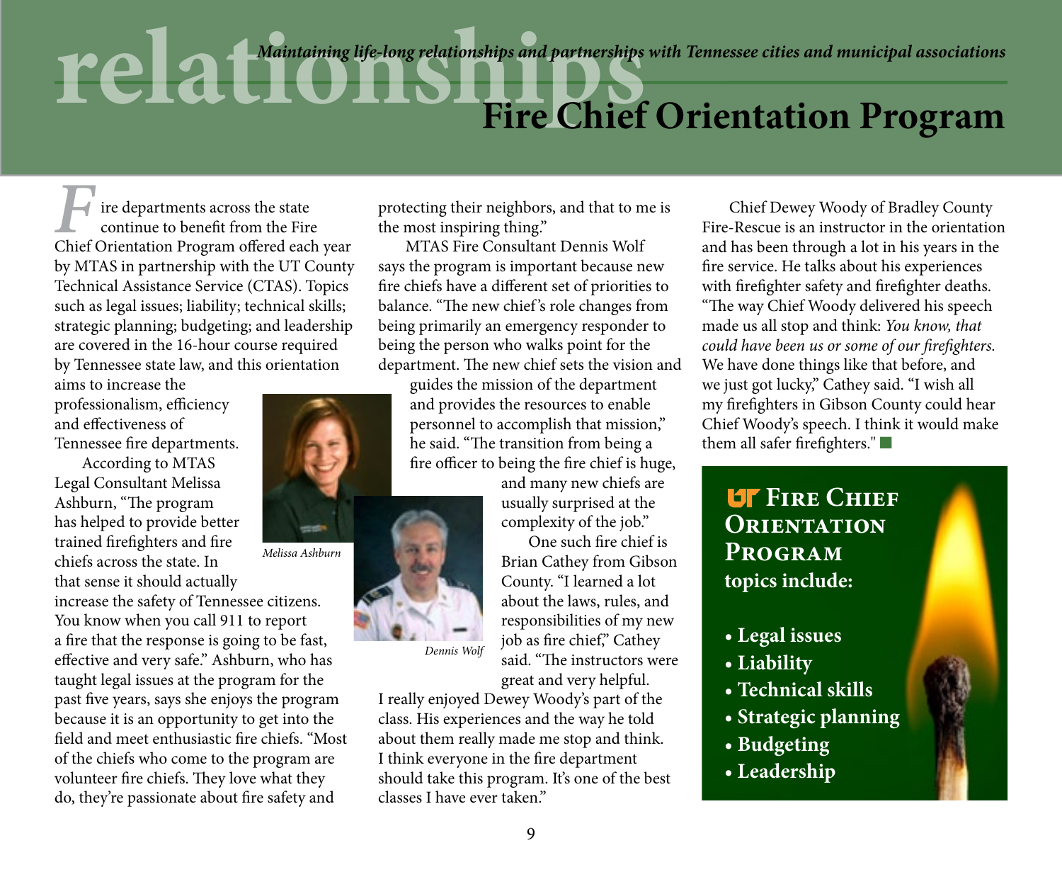# relationships

*Maintaining life-long relationships and partnerships with Tennessee cities and municipal associations*

## Fire Chief Orientation Program

Fire departments across the state continue to benefit from the Fire Chief Orientation Program offered each year by MTAS in partnership with the UT County Technical Assistance Service (CTAS). Topics such as legal issues; liability; technical skills; strategic planning; budgeting; and leadership are covered in the 16-hour course required by Tennessee state law, and this orientation aims to increase the professionalism, efficiency and effectiveness of Tennessee fire departments.

According to MTAS Legal Consultant Melissa Ashburn, "The program has helped to provide better trained firefighters and fire chiefs across the state. In that sense it should actually increase the safety of Tennessee citizens. You know when you call 911 to report a fire that the response is going to be fast, effective and very safe." Ashburn, who has taught legal issues at the program for the past five years, says she enjoys the program because it is an opportunity to get into the field and meet enthusiastic fire chiefs. "Most of the chiefs who come to the program are volunteer fire chiefs. They love what they do, they're passionate about fire safety and protecting their neighbors, and that to me is the most inspiring thing."

Melissa Ashburn

MTAS Fire Consultant Dennis Wolf says the program is important because new fire chiefs have a different set of priorities to balance. "The new chief's role changes from being primarily an emergency responder to being the person who walks point for the department. The new chief sets the vision and guides the mission of the department and provides the resources to enable personnel to accomplish that mission," he said. "The transition from being a fire officer to being the fire chief is huge, and many new chiefs are usually surprised at the complexity of the job."

Dennis Wolf

One such fire chief is Brian Cathey from Gibson County. "I learned a lot about the laws, rules, and responsibilities of my new job as fire chief," Cathey said. "The instructors were great and very helpful. I really enjoyed Dewey Woody's part of the class. His experiences and the way he told about them really made me stop and think. I think everyone in the fire department should take this program. It's one of the best classes I have ever taken."

Chief Dewey Woody of Bradley County Fire-Rescue is an instructor in the orientation and has been through a lot in his years in the fire service. He talks about his experiences with firefighter safety and firefighter deaths. "The way Chief Woody delivered his speech made us all stop and think: *You know, that could have been us or some of our firefighters.* We have done things like that before, and we just got lucky," Cathey said. "I wish all my firefighters in Gibson County could hear Chief Woody's speech. I think it would make them all safer firefighters."

**UT Fire Chief Orientation Program topics include:**

- **Legal issues**
- **Liability**
- **Technical skills**
- **Strategic planning**
- **Budgeting**
- **Leadership**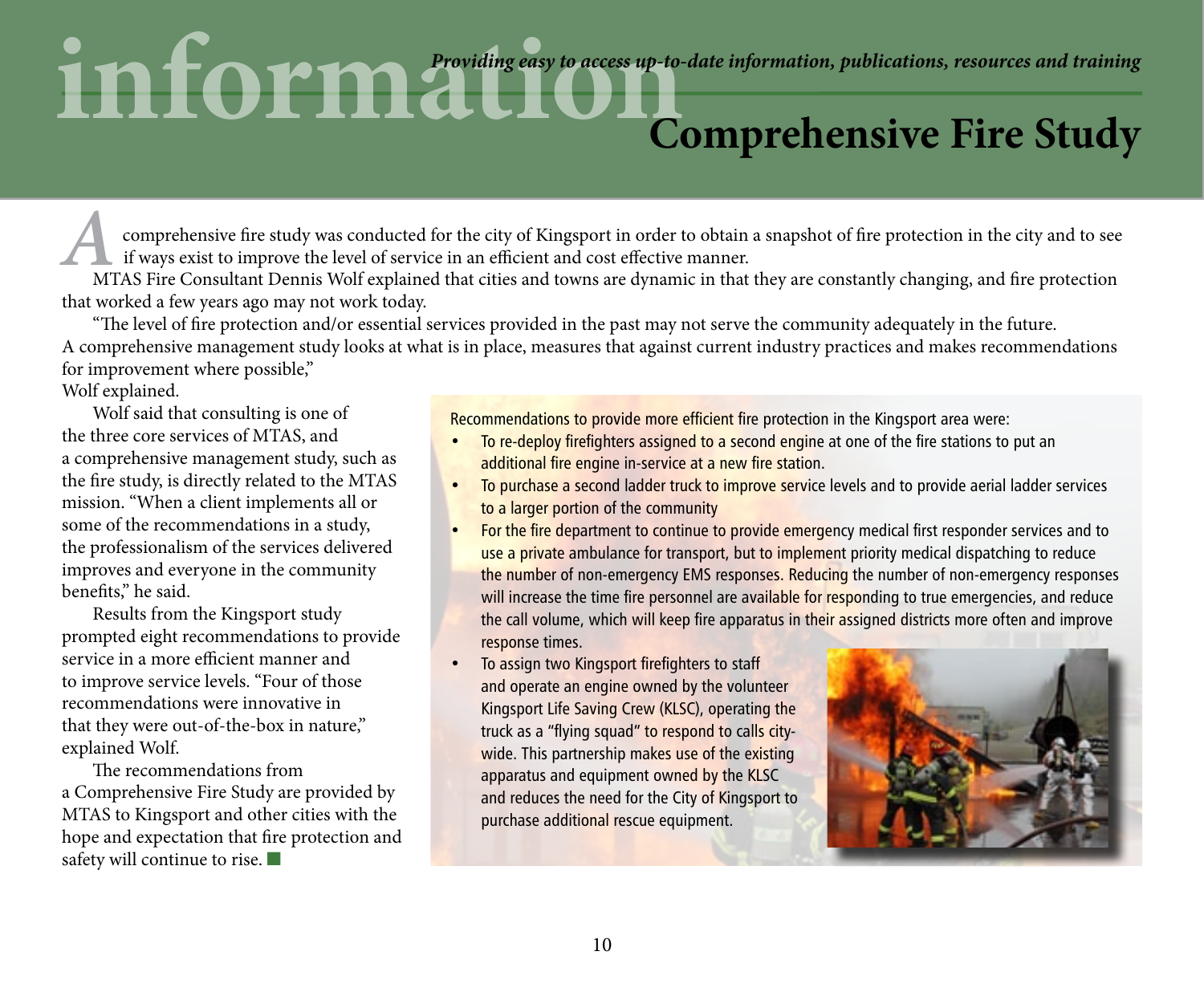# information

*Providing easy to access up-to-date information, publications, resources and training*

## Comprehensive Fire Study

A comprehensive fire study was conducted for the city of Kingsport in order to obtain a snapshot of fire protection in the city and to see if ways exist to improve the level of service in an efficient and cost effective manner.

MTAS Fire Consultant Dennis Wolf explained that cities and towns are dynamic in that they are constantly changing, and fire protection that worked a few years ago may not work today.

"The level of fire protection and/or essential services provided in the past may not serve the community adequately in the future. A comprehensive management study looks at what is in place, measures that against current industry practices and makes recommendations for improvement where possible," Wolf explained.

Wolf said that consulting is one of the three core services of MTAS, and a comprehensive management study, such as the fire study, is directly related to the MTAS mission. "When a client implements all or some of the recommendations in a study, the professionalism of the services delivered improves and everyone in the community benefits," he said.

Results from the Kingsport study prompted eight recommendations to provide service in a more efficient manner and to improve service levels. "Four of those recommendations were innovative in that they were out-of-the-box in nature," explained Wolf.

The recommendations from a Comprehensive Fire Study are provided by MTAS to Kingsport and other cities with the hope and expectation that fire protection and safety will continue to rise. ■

Recommendations to provide more efficient fire protection in the Kingsport area were:

- To re-deploy firefighters assigned to a second engine at one of the fire stations to put an additional fire engine in-service at a new fire station.
- To purchase a second ladder truck to improve service levels and to provide aerial ladder services to a larger portion of the community
- For the fire department to continue to provide emergency medical first responder services and to use a private ambulance for transport, but to implement priority medical dispatching to reduce the number of non-emergency EMS responses. Reducing the number of non-emergency responses will increase the time fire personnel are available for responding to true emergencies, and reduce the call volume, which will keep fire apparatus in their assigned districts more often and improve response times.
- To assign two Kingsport firefighters to staff and operate an engine owned by the volunteer Kingsport Life Saving Crew (KLSC), operating the truck as a "flying squad" to respond to calls city-wide. This partnership makes use of the existing apparatus and equipment owned by the KLSC and reduces the need for the City of Kingsport to purchase additional rescue equipment.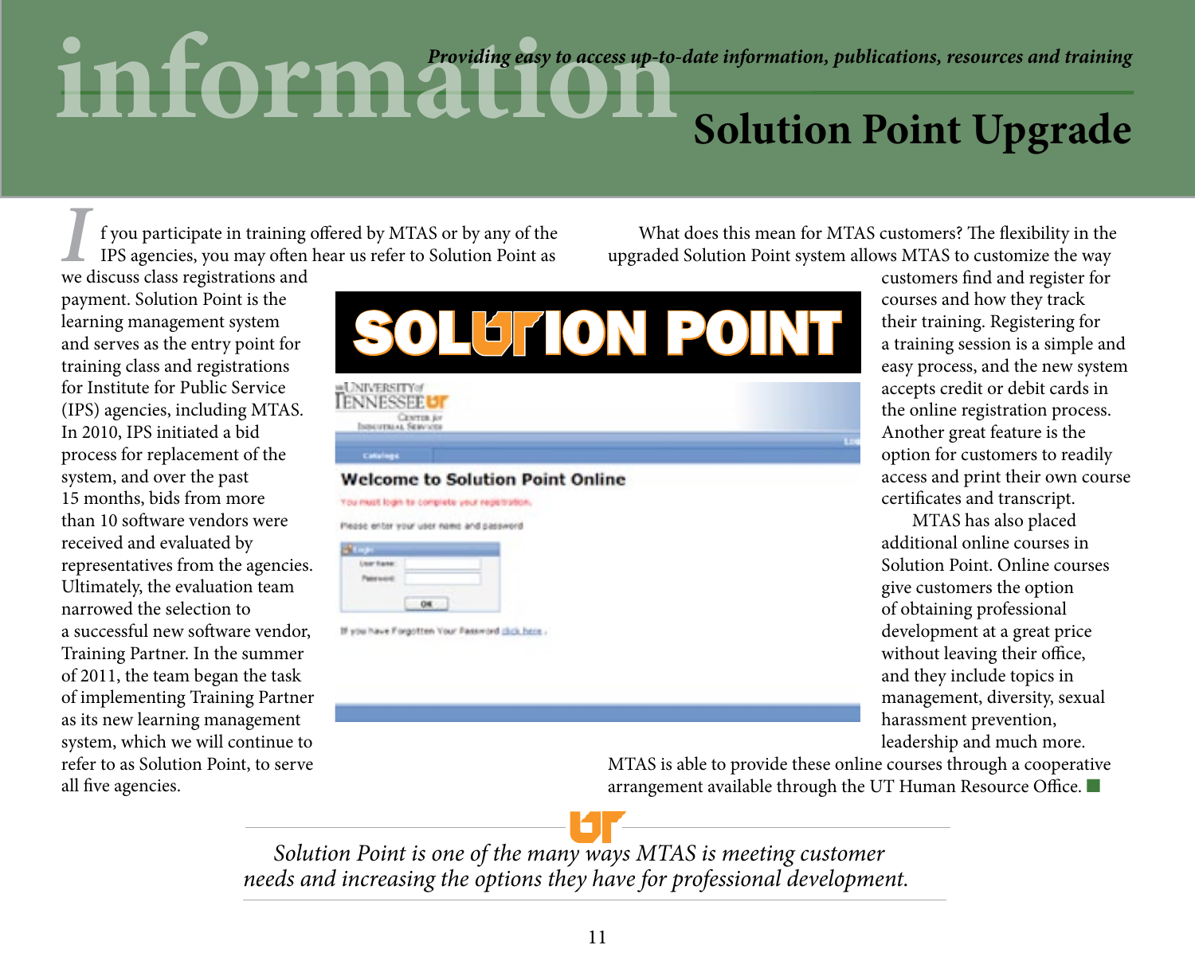# information

*Providing easy to access up-to-date information, publications, resources and training*

## Solution Point Upgrade

If you participate in training offered by MTAS or by any of the IPS agencies, you may often hear us refer to Solution Point as we discuss class registrations and payment. Solution Point is the learning management system and serves as the entry point for training class and registrations for Institute for Public Service (IPS) agencies, including MTAS. In 2010, IPS initiated a bid process for replacement of the system, and over the past 15 months, bids from more than 10 software vendors were received and evaluated by representatives from the agencies. Ultimately, the evaluation team narrowed the selection to a successful new software vendor, Training Partner. In the summer of 2011, the team began the task of implementing Training Partner as its new learning management system, which we will continue to refer to as Solution Point, to serve all five agencies.

What does this mean for MTAS customers? The flexibility in the upgraded Solution Point system allows MTAS to customize the way customers find and register for courses and how they track their training. Registering for a training session is a simple and easy process, and the new system accepts credit or debit cards in the online registration process. Another great feature is the option for customers to readily access and print their own course certificates and transcript.

MTAS has also placed additional online courses in Solution Point. Online courses give customers the option of obtaining professional development at a great price without leaving their office, and they include topics in management, diversity, sexual harassment prevention, leadership and much more. MTAS is able to provide these online courses through a cooperative arrangement available through the UT Human Resource Office.

*Solution Point is one of the many ways MTAS is meeting customer needs and increasing the options they have for professional development.*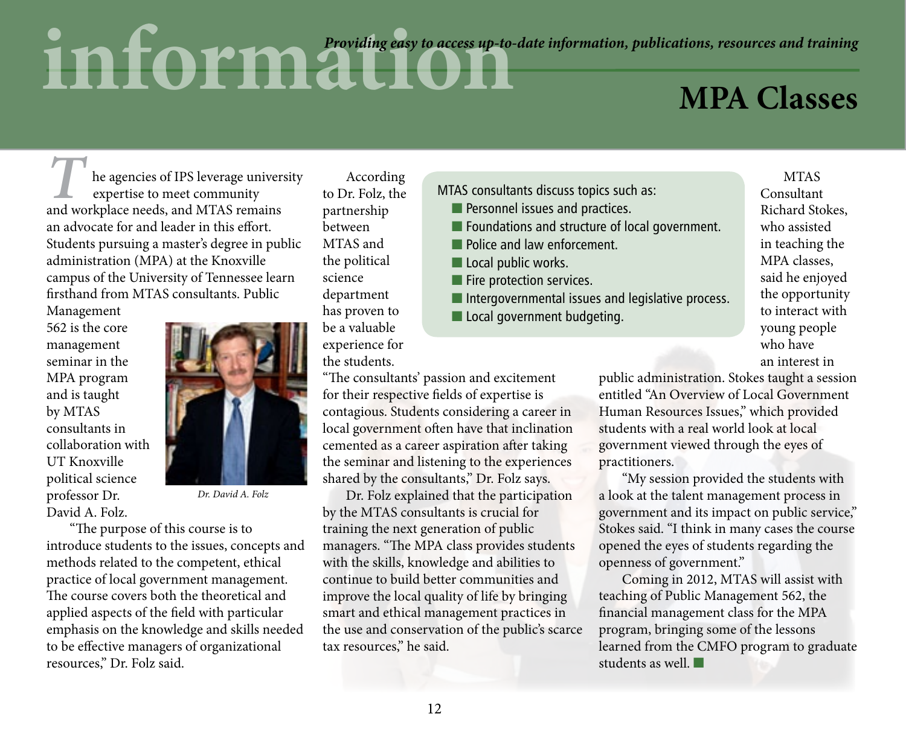*Providing easy to access up-to-date information, publications, resources and training*

# MPA Classes

The agencies of IPS leverage university expertise to meet community and workplace needs, and MTAS remains an advocate for and leader in this effort. Students pursuing a master's degree in public administration (MPA) at the Knoxville campus of the University of Tennessee learn firsthand from MTAS consultants. Public Management 562 is the core management seminar in the MPA program and is taught by MTAS consultants in collaboration with UT Knoxville political science professor Dr. David A. Folz.

*Dr. David A. Folz*

"The purpose of this course is to introduce students to the issues, concepts and methods related to the competent, ethical practice of local government management. The course covers both the theoretical and applied aspects of the field with particular emphasis on the knowledge and skills needed to be effective managers of organizational resources," Dr. Folz said.

According to Dr. Folz, the partnership between MTAS and the political science department has proven to be a valuable experience for the students. "The consultants' passion and excitement for their respective fields of expertise is contagious. Students considering a career in local government often have that inclination cemented as a career aspiration after taking the seminar and listening to the experiences shared by the consultants," Dr. Folz says.

Dr. Folz explained that the participation by the MTAS consultants is crucial for training the next generation of public managers. "The MPA class provides students with the skills, knowledge and abilities to continue to build better communities and improve the local quality of life by bringing smart and ethical management practices in the use and conservation of the public's scarce tax resources," he said.

MTAS consultants discuss topics such as:

- Personnel issues and practices.
- Foundations and structure of local government.
- Police and law enforcement.
- Local public works.
- Fire protection services.
- Intergovernmental issues and legislative process.
- Local government budgeting.

MTAS Consultant Richard Stokes, who assisted in teaching the MPA classes, said he enjoyed the opportunity to interact with young people who have an interest in public administration. Stokes taught a session entitled "An Overview of Local Government Human Resources Issues," which provided students with a real world look at local government viewed through the eyes of practitioners.

"My session provided the students with a look at the talent management process in government and its impact on public service," Stokes said. "I think in many cases the course opened the eyes of students regarding the openness of government."

Coming in 2012, MTAS will assist with teaching of Public Management 562, the financial management class for the MPA program, bringing some of the lessons learned from the CMFO program to graduate students as well.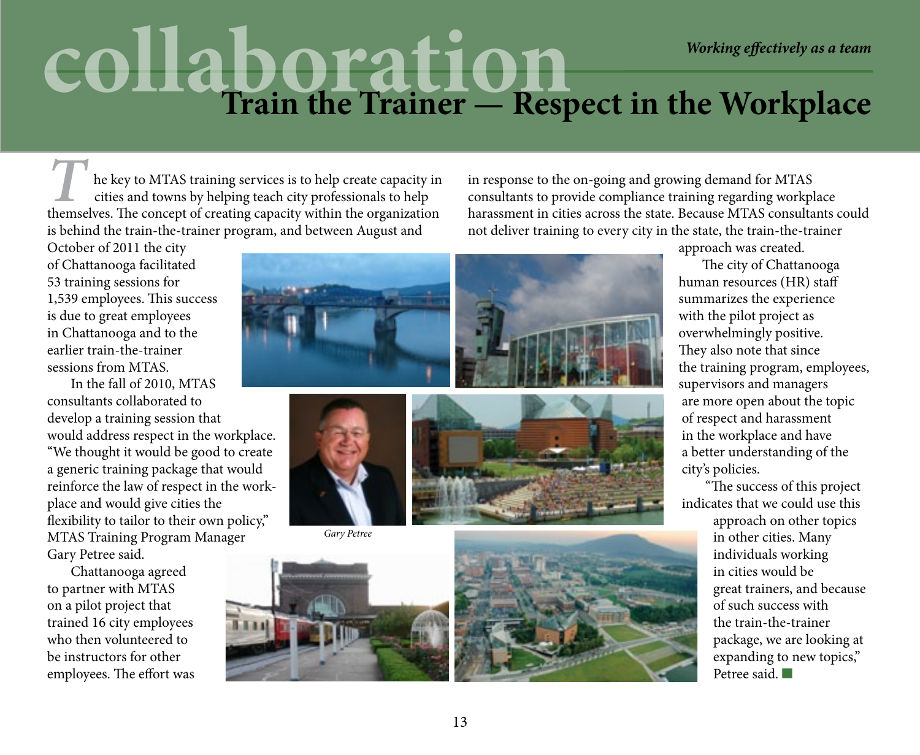# collaboration

*Working effectively as a team*

## Train the Trainer — Respect in the Workplace

The key to MTAS training services is to help create capacity in cities and towns by helping teach city professionals to help themselves. The concept of creating capacity within the organization is behind the train-the-trainer program, and between August and October of 2011 the city of Chattanooga facilitated 53 training sessions for 1,539 employees. This success is due to great employees in Chattanooga and to the earlier train-the-trainer sessions from MTAS.

In the fall of 2010, MTAS consultants collaborated to develop a training session that would address respect in the workplace. "We thought it would be good to create a generic training package that would reinforce the law of respect in the work-place and would give cities the flexibility to tailor to their own policy," MTAS Training Program Manager Gary Petree said.

Chattanooga agreed to partner with MTAS on a pilot project that trained 16 city employees who then volunteered to be instructors for other employees. The effort was in response to the on-going and growing demand for MTAS consultants to provide compliance training regarding workplace harassment in cities across the state. Because MTAS consultants could not deliver training to every city in the state, the train-the-trainer approach was created.

The city of Chattanooga human resources (HR) staff summarizes the experience with the pilot project as overwhelmingly positive. They also note that since the training program, employees, supervisors and managers are more open about the topic of respect and harassment in the workplace and have a better understanding of the city's policies.

"The success of this project indicates that we could use this approach on other topics in other cities. Many individuals working in cities would be great trainers, and because of such success with the train-the-trainer package, we are looking at expanding to new topics," Petree said.

*Gary Petree*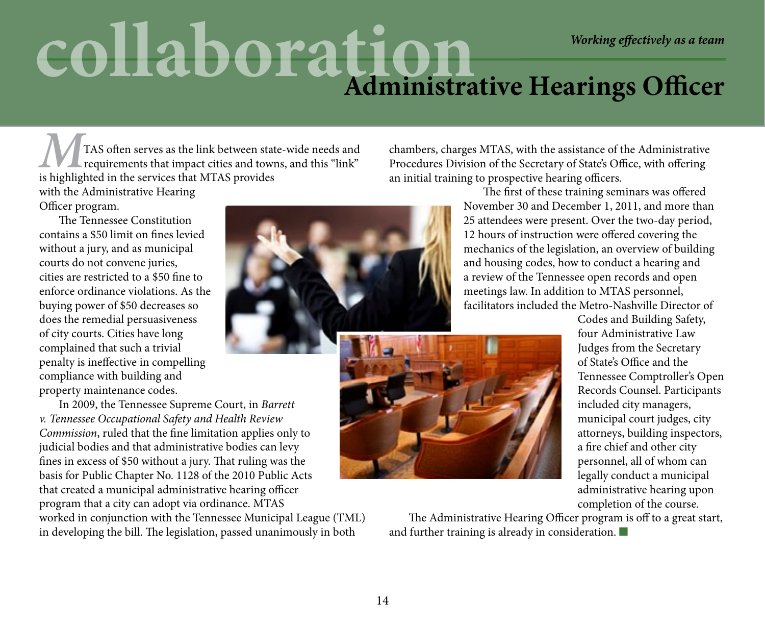# collaboration

*Working effectively as a team*

## Administrative Hearings Officer

MTAS often serves as the link between state-wide needs and requirements that impact cities and towns, and this "link" is highlighted in the services that MTAS provides with the Administrative Hearing Officer program.

The Tennessee Constitution contains a $50 limit on fines levied without a jury, and as municipal courts do not convene juries, cities are restricted to a $50 fine to enforce ordinance violations. As the buying power of $50 decreases so does the remedial persuasiveness of city courts. Cities have long complained that such a trivial penalty is ineffective in compelling compliance with building and property maintenance codes.

In 2009, the Tennessee Supreme Court, in *Barrett v. Tennessee Occupational Safety and Health Review Commission*, ruled that the fine limitation applies only to judicial bodies and that administrative bodies can levy fines in excess of $50 without a jury. That ruling was the basis for Public Chapter No. 1128 of the 2010 Public Acts that created a municipal administrative hearing officer program that a city can adopt via ordinance. MTAS worked in conjunction with the Tennessee Municipal League (TML) in developing the bill. The legislation, passed unanimously in both chambers, charges MTAS, with the assistance of the Administrative Procedures Division of the Secretary of State's Office, with offering an initial training to prospective hearing officers.

The first of these training seminars was offered November 30 and December 1, 2011, and more than 25 attendees were present. Over the two-day period, 12 hours of instruction were offered covering the mechanics of the legislation, an overview of building and housing codes, how to conduct a hearing and a review of the Tennessee open records and open meetings law. In addition to MTAS personnel, facilitators included the Metro-Nashville Director of Codes and Building Safety, four Administrative Law Judges from the Secretary of State's Office and the Tennessee Comptroller's Open Records Counsel. Participants included city managers, municipal court judges, city attorneys, building inspectors, a fire chief and other city personnel, all of whom can legally conduct a municipal administrative hearing upon completion of the course.

The Administrative Hearing Officer program is off to a great start, and further training is already in consideration.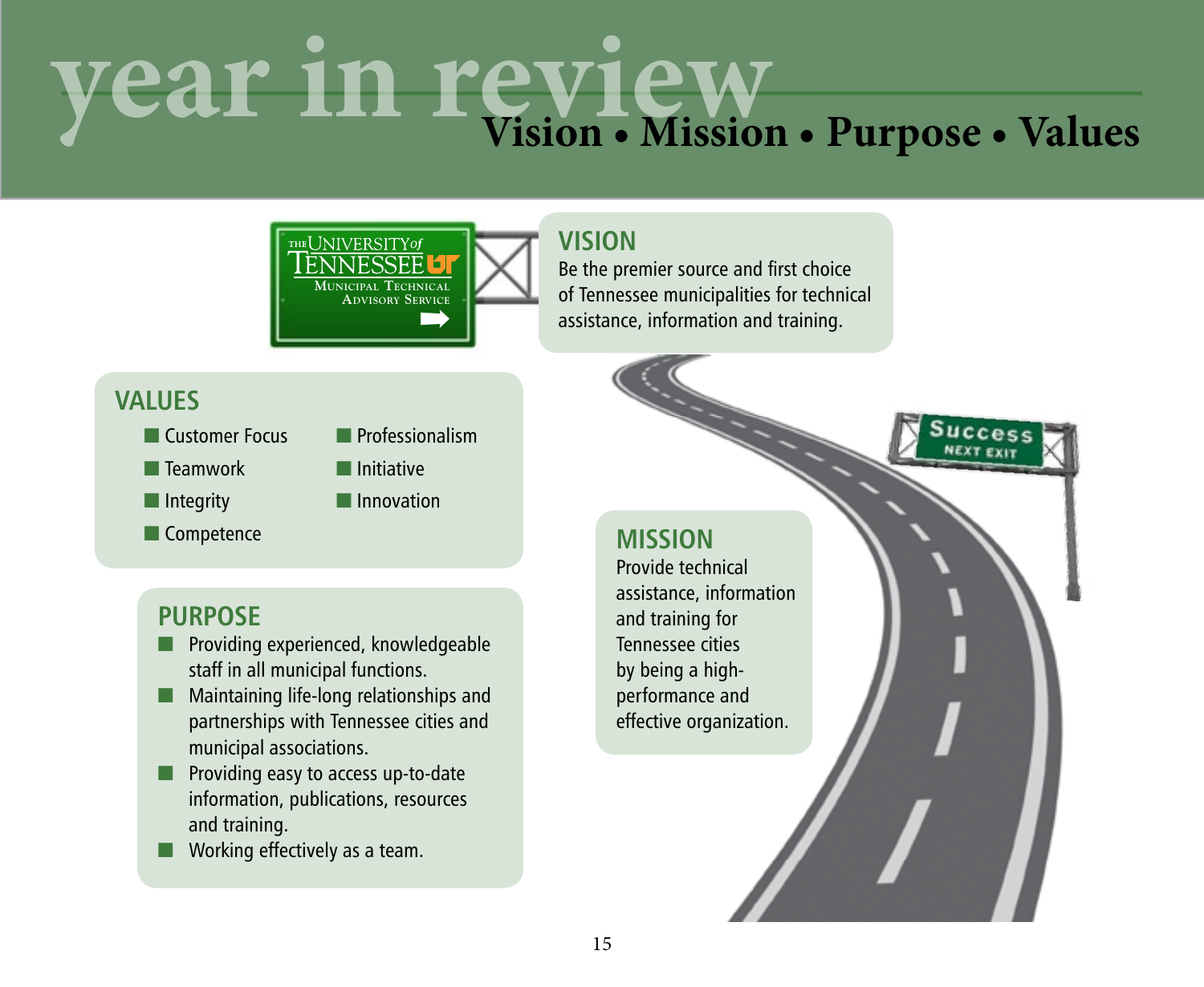# year in review

## Vision • Mission • Purpose • Values

### VISION

Be the premier source and first choice of Tennessee municipalities for technical assistance, information and training.

### VALUES

- Customer Focus
- Teamwork
- Integrity
- Competence
- Professionalism
- Initiative
- Innovation

### MISSION

Provide technical assistance, information and training for Tennessee cities by being a high-performance and effective organization.

### PURPOSE

- Providing experienced, knowledgeable staff in all municipal functions.
- Maintaining life-long relationships and partnerships with Tennessee cities and municipal associations.
- Providing easy to access up-to-date information, publications, resources and training.
- Working effectively as a team.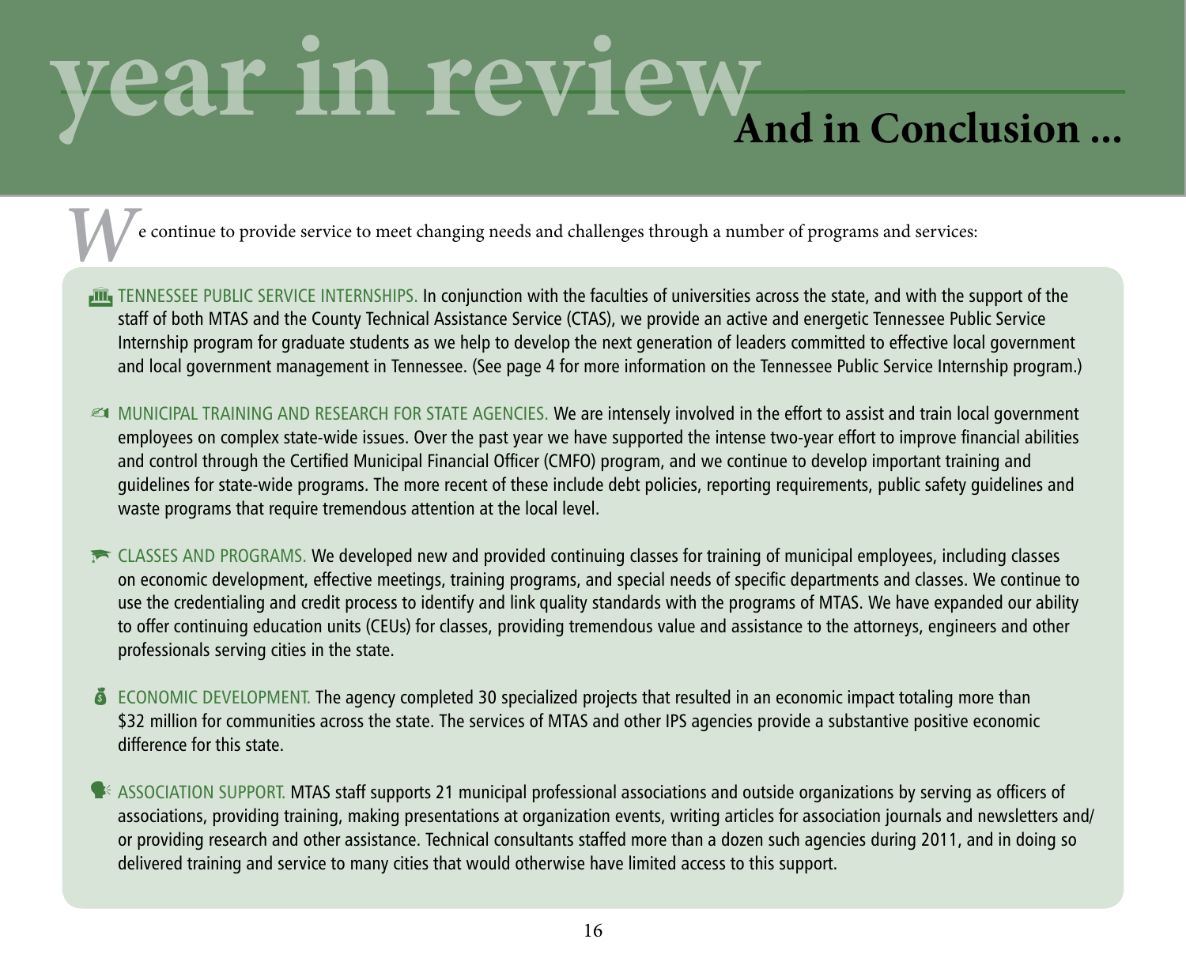# year in review

## And in Conclusion ...

We continue to provide service to meet changing needs and challenges through a number of programs and services:

TENNESSEE PUBLIC SERVICE INTERNSHIPS. In conjunction with the faculties of universities across the state, and with the support of the staff of both MTAS and the County Technical Assistance Service (CTAS), we provide an active and energetic Tennessee Public Service Internship program for graduate students as we help to develop the next generation of leaders committed to effective local government and local government management in Tennessee. (See page 4 for more information on the Tennessee Public Service Internship program.)

MUNICIPAL TRAINING AND RESEARCH FOR STATE AGENCIES. We are intensely involved in the effort to assist and train local government employees on complex state-wide issues. Over the past year we have supported the intense two-year effort to improve financial abilities and control through the Certified Municipal Financial Officer (CMFO) program, and we continue to develop important training and guidelines for state-wide programs. The more recent of these include debt policies, reporting requirements, public safety guidelines and waste programs that require tremendous attention at the local level.

CLASSES AND PROGRAMS. We developed new and provided continuing classes for training of municipal employees, including classes on economic development, effective meetings, training programs, and special needs of specific departments and classes. We continue to use the credentialing and credit process to identify and link quality standards with the programs of MTAS. We have expanded our ability to offer continuing education units (CEUs) for classes, providing tremendous value and assistance to the attorneys, engineers and other professionals serving cities in the state.

ECONOMIC DEVELOPMENT. The agency completed 30 specialized projects that resulted in an economic impact totaling more than $32 million for communities across the state. The services of MTAS and other IPS agencies provide a substantive positive economic difference for this state.

ASSOCIATION SUPPORT. MTAS staff supports 21 municipal professional associations and outside organizations by serving as officers of associations, providing training, making presentations at organization events, writing articles for association journals and newsletters and/or providing research and other assistance. Technical consultants staffed more than a dozen such agencies during 2011, and in doing so delivered training and service to many cities that would otherwise have limited access to this support.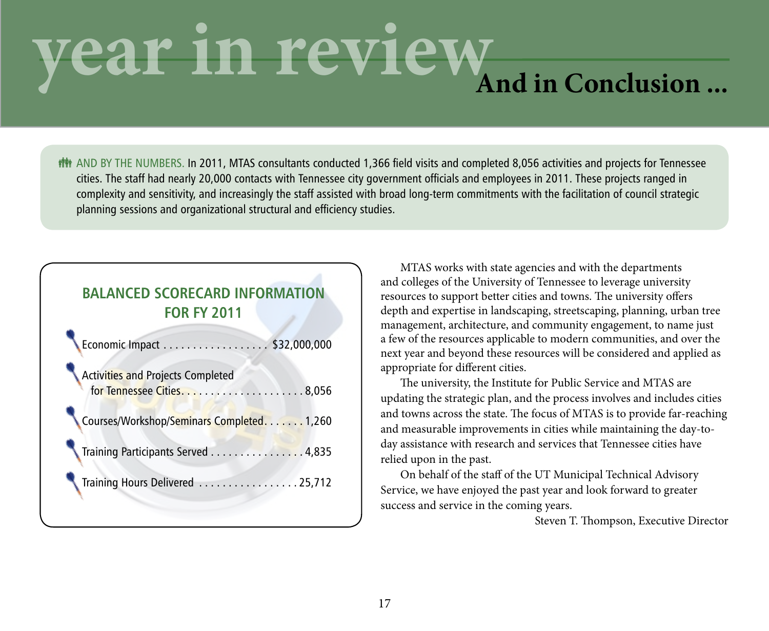# year in review

## And in Conclusion ...

AND BY THE NUMBERS. In 2011, MTAS consultants conducted 1,366 field visits and completed 8,056 activities and projects for Tennessee cities. The staff had nearly 20,000 contacts with Tennessee city government officials and employees in 2011. These projects ranged in complexity and sensitivity, and increasingly the staff assisted with broad long-term commitments with the facilitation of council strategic planning sessions and organizational structural and efficiency studies.

### BALANCED SCORECARD INFORMATION FOR FY 2011

| | |
|---|---|
| Economic Impact | $32,000,000 |
| Activities and Projects Completed for Tennessee Cities | 8,056 |
| Courses/Workshop/Seminars Completed | 1,260 |
| Training Participants Served | 4,835 |
| Training Hours Delivered | 25,712 |

MTAS works with state agencies and with the departments and colleges of the University of Tennessee to leverage university resources to support better cities and towns. The university offers depth and expertise in landscaping, streetscaping, planning, urban tree management, architecture, and community engagement, to name just a few of the resources applicable to modern communities, and over the next year and beyond these resources will be considered and applied as appropriate for different cities.

The university, the Institute for Public Service and MTAS are updating the strategic plan, and the process involves and includes cities and towns across the state. The focus of MTAS is to provide far-reaching and measurable improvements in cities while maintaining the day-to-day assistance with research and services that Tennessee cities have relied upon in the past.

On behalf of the staff of the UT Municipal Technical Advisory Service, we have enjoyed the past year and look forward to greater success and service in the coming years.

Steven T. Thompson, Executive Director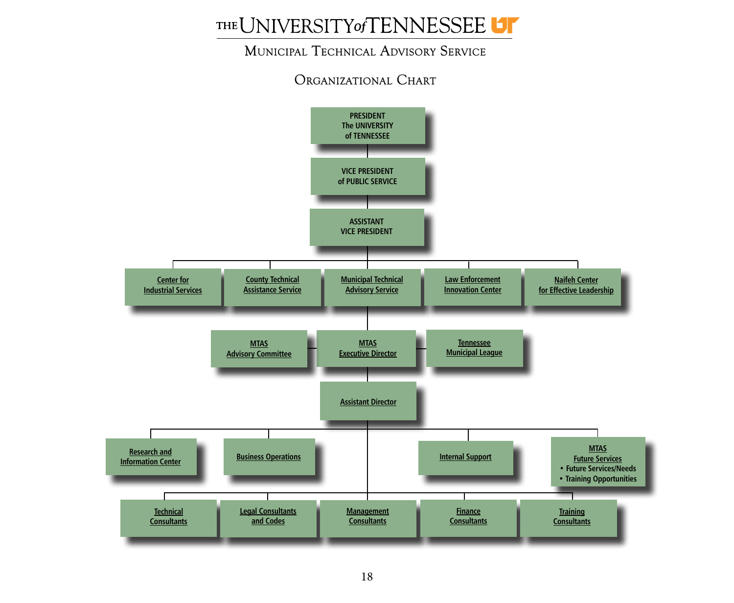# The University of Tennessee

## Municipal Technical Advisory Service

### Organizational Chart

- PRESIDENT The UNIVERSITY of TENNESSEE
  - VICE PRESIDENT of PUBLIC SERVICE
    - ASSISTANT VICE PRESIDENT
      - Center for Industrial Services
      - County Technical Assistance Service
      - Municipal Technical Advisory Service
        - MTAS Executive Director (with MTAS Advisory Committee and Tennessee Municipal League)
          - Assistant Director
            - Research and Information Center
            - Business Operations
            - Internal Support
            - MTAS Future Services
              - Future Services/Needs
              - Training Opportunities
            - Technical Consultants
            - Legal Consultants and Codes
            - Management Consultants
            - Finance Consultants
            - Training Consultants
      - Law Enforcement Innovation Center
      - Naifeh Center for Effective Leadership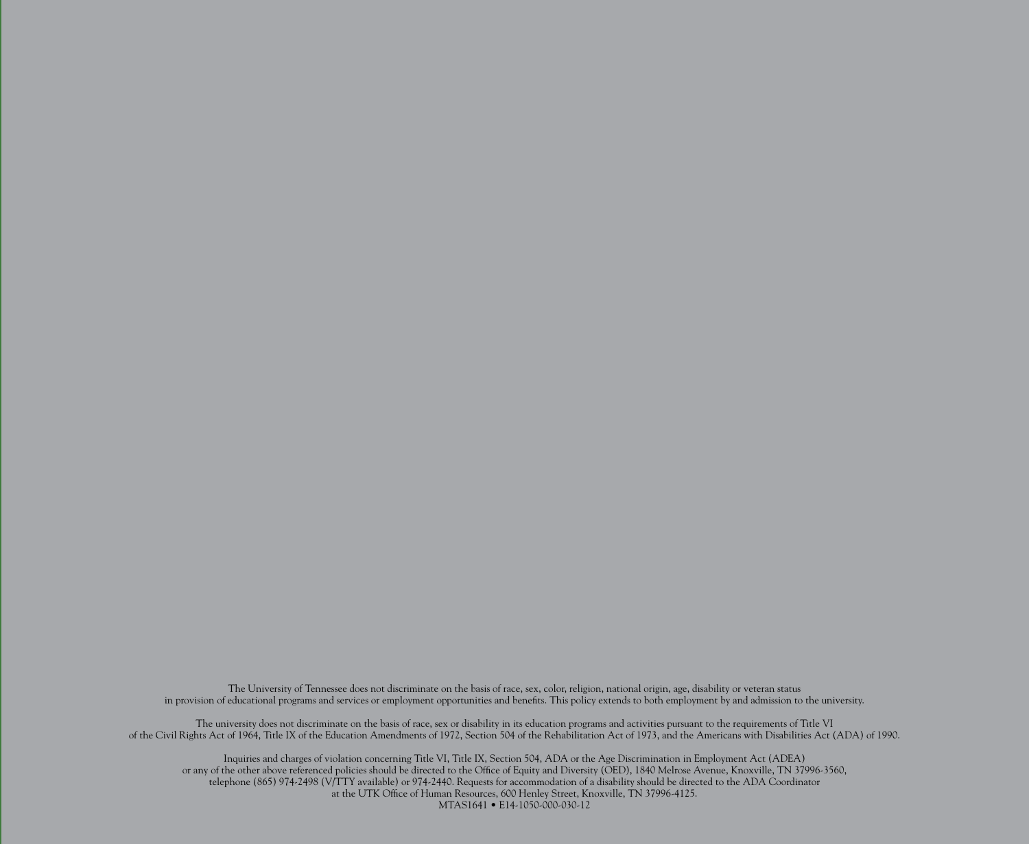The University of Tennessee does not discriminate on the basis of race, sex, color, religion, national origin, age, disability or veteran status in provision of educational programs and services or employment opportunities and benefits. This policy extends to both employment by and admission to the university.

The university does not discriminate on the basis of race, sex or disability in its education programs and activities pursuant to the requirements of Title VI of the Civil Rights Act of 1964, Title IX of the Education Amendments of 1972, Section 504 of the Rehabilitation Act of 1973, and the Americans with Disabilities Act (ADA) of 1990.

Inquiries and charges of violation concerning Title VI, Title IX, Section 504, ADA or the Age Discrimination in Employment Act (ADEA) or any of the other above referenced policies should be directed to the Office of Equity and Diversity (OED), 1840 Melrose Avenue, Knoxville, TN 37996-3560, telephone (865) 974-2498 (V/TTY available) or 974-2440. Requests for accommodation of a disability should be directed to the ADA Coordinator at the UTK Office of Human Resources, 600 Henley Street, Knoxville, TN 37996-4125.

MTAS1641 • E14-1050-000-030-12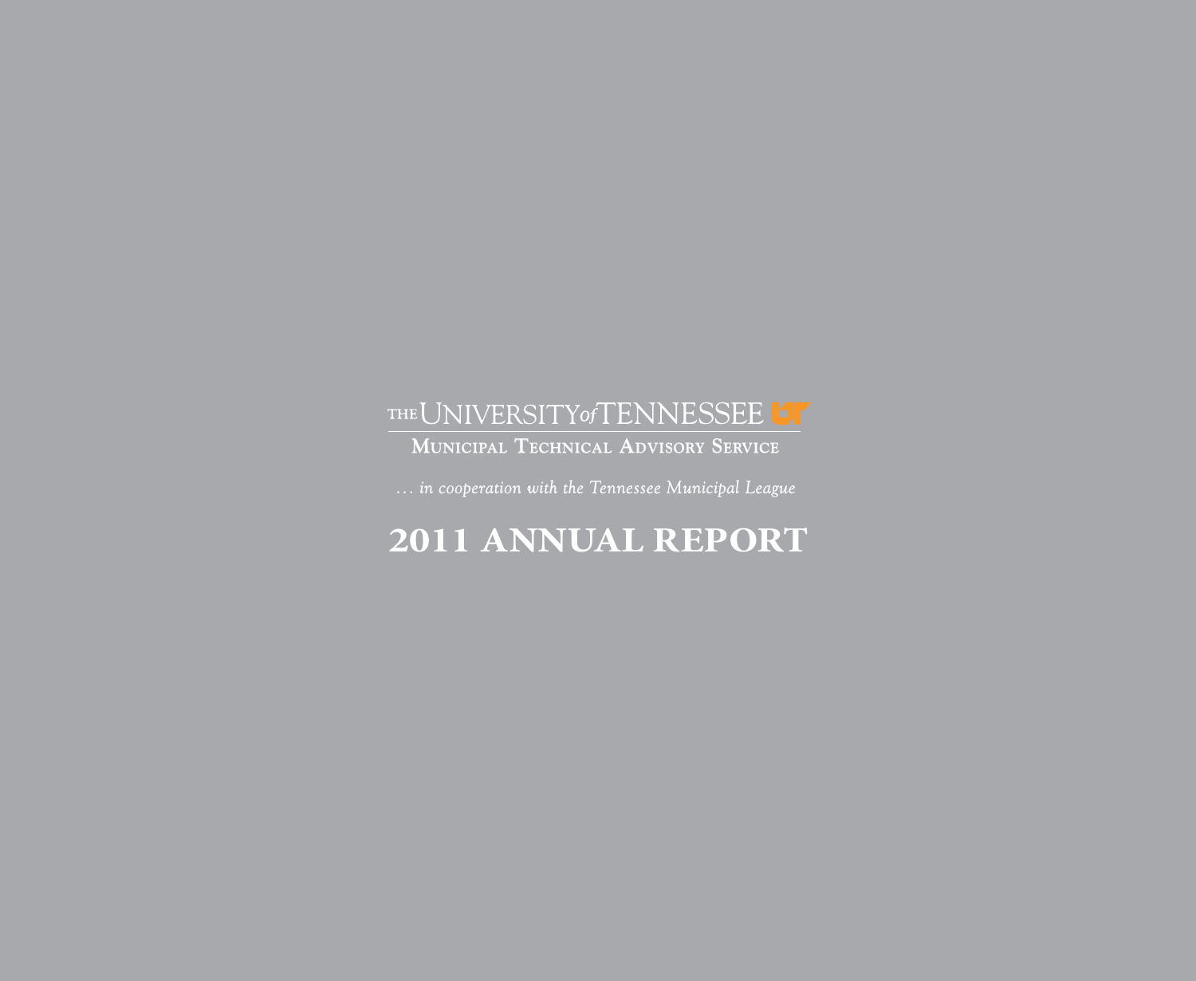THE UNIVERSITY of TENNESSEE

MUNICIPAL TECHNICAL ADVISORY SERVICE

*… in cooperation with the Tennessee Municipal League*

# 2011 ANNUAL REPORT